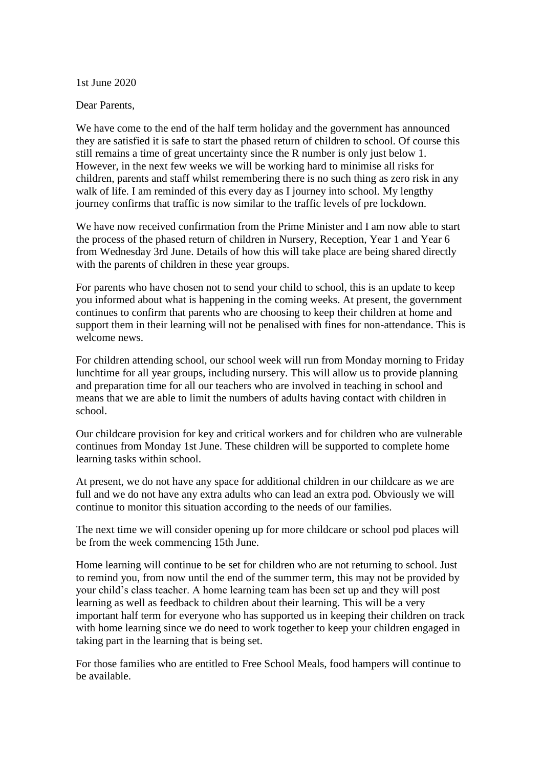1st June 2020

Dear Parents,

We have come to the end of the half term holiday and the government has announced they are satisfied it is safe to start the phased return of children to school. Of course this still remains a time of great uncertainty since the R number is only just below 1. However, in the next few weeks we will be working hard to minimise all risks for children, parents and staff whilst remembering there is no such thing as zero risk in any walk of life. I am reminded of this every day as I journey into school. My lengthy journey confirms that traffic is now similar to the traffic levels of pre lockdown.

We have now received confirmation from the Prime Minister and I am now able to start the process of the phased return of children in Nursery, Reception, Year 1 and Year 6 from Wednesday 3rd June. Details of how this will take place are being shared directly with the parents of children in these year groups.

For parents who have chosen not to send your child to school, this is an update to keep you informed about what is happening in the coming weeks. At present, the government continues to confirm that parents who are choosing to keep their children at home and support them in their learning will not be penalised with fines for non-attendance. This is welcome news.

For children attending school, our school week will run from Monday morning to Friday lunchtime for all year groups, including nursery. This will allow us to provide planning and preparation time for all our teachers who are involved in teaching in school and means that we are able to limit the numbers of adults having contact with children in school.

Our childcare provision for key and critical workers and for children who are vulnerable continues from Monday 1st June. These children will be supported to complete home learning tasks within school.

At present, we do not have any space for additional children in our childcare as we are full and we do not have any extra adults who can lead an extra pod. Obviously we will continue to monitor this situation according to the needs of our families.

The next time we will consider opening up for more childcare or school pod places will be from the week commencing 15th June.

Home learning will continue to be set for children who are not returning to school. Just to remind you, from now until the end of the summer term, this may not be provided by your child's class teacher. A home learning team has been set up and they will post learning as well as feedback to children about their learning. This will be a very important half term for everyone who has supported us in keeping their children on track with home learning since we do need to work together to keep your children engaged in taking part in the learning that is being set.

For those families who are entitled to Free School Meals, food hampers will continue to be available.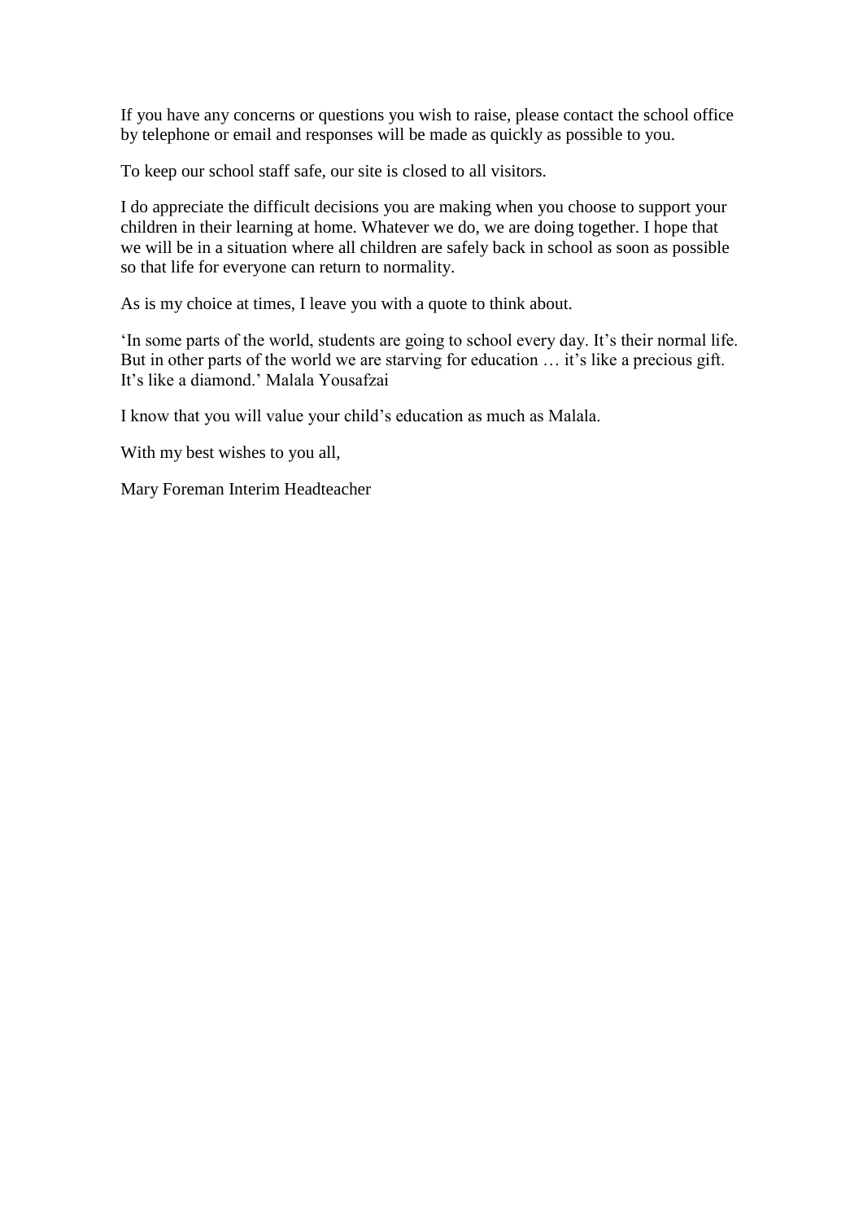If you have any concerns or questions you wish to raise, please contact the school office by telephone or email and responses will be made as quickly as possible to you.

To keep our school staff safe, our site is closed to all visitors.

I do appreciate the difficult decisions you are making when you choose to support your children in their learning at home. Whatever we do, we are doing together. I hope that we will be in a situation where all children are safely back in school as soon as possible so that life for everyone can return to normality.

As is my choice at times, I leave you with a quote to think about.

'In some parts of the world, students are going to school every day. It's their normal life. But in other parts of the world we are starving for education … it's like a precious gift. It's like a diamond.' Malala Yousafzai

I know that you will value your child's education as much as Malala.

With my best wishes to you all,

Mary Foreman Interim Headteacher